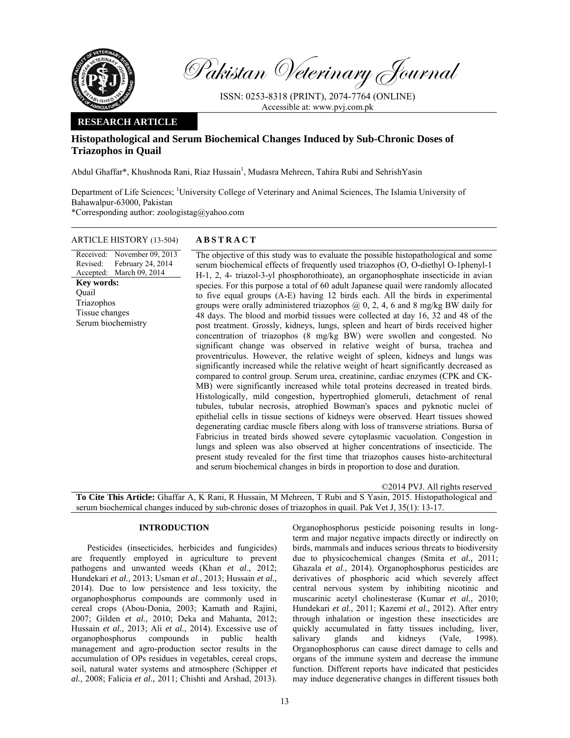# Pakistan Veterinary Journal

ISSN: 0253-8318 (PRINT), 2074-7764 (ONLINE)
Accessible at: www.pvj.com.pk

**RESEARCH ARTICLE**

## Histopathological and Serum Biochemical Changes Induced by Sub-Chronic Doses of Triazophos in Quail

Abdul Ghaffar*, Khushnoda Rani, Riaz Hussain[1], Mudasra Mehreen, Tahira Rubi and SehrishYasin

Department of Life Sciences; [1]University College of Veterinary and Animal Sciences, The Islamia University of Bahawalpur-63000, Pakistan
*Corresponding author: zoologistag@yahoo.com

**ARTICLE HISTORY** (13-504)

Received: November 09, 2013
Revised: February 24, 2014
Accepted: March 09, 2014

**Key words:**
Quail
Triazophos
Tissue changes
Serum biochemistry

**ABSTRACT**

The objective of this study was to evaluate the possible histopathological and some serum biochemical effects of frequently used triazophos (O, O-diethyl O-1phenyl-1 H-1, 2, 4- triazol-3-yl phosphorothioate), an organophosphate insecticide in avian species. For this purpose a total of 60 adult Japanese quail were randomly allocated to five equal groups (A-E) having 12 birds each. All the birds in experimental groups were orally administered triazophos @ 0, 2, 4, 6 and 8 mg/kg BW daily for 48 days. The blood and morbid tissues were collected at day 16, 32 and 48 of the post treatment. Grossly, kidneys, lungs, spleen and heart of birds received higher concentration of triazophos (8 mg/kg BW) were swollen and congested. No significant change was observed in relative weight of bursa, trachea and proventriculus. However, the relative weight of spleen, kidneys and lungs was significantly increased while the relative weight of heart significantly decreased as compared to control group. Serum urea, creatinine, cardiac enzymes (CPK and CK-MB) were significantly increased while total proteins decreased in treated birds. Histologically, mild congestion, hypertrophied glomeruli, detachment of renal tubules, tubular necrosis, atrophied Bowman's spaces and pyknotic nuclei of epithelial cells in tissue sections of kidneys were observed. Heart tissues showed degenerating cardiac muscle fibers along with loss of transverse striations. Bursa of Fabricius in treated birds showed severe cytoplasmic vacuolation. Congestion in lungs and spleen was also observed at higher concentrations of insecticide. The present study revealed for the first time that triazophos causes histo-architectural and serum biochemical changes in birds in proportion to dose and duration.

©2014 PVJ. All rights reserved

**To Cite This Article:** Ghaffar A, K Rani, R Hussain, M Mehreen, T Rubi and S Yasin, 2015. Histopathological and serum biochemical changes induced by sub-chronic doses of triazophos in quail. Pak Vet J, 35(1): 13-17.

## INTRODUCTION

Pesticides (insecticides, herbicides and fungicides) are frequently employed in agriculture to prevent pathogens and unwanted weeds (Khan *et al*., 2012; Hundekari *et al.,* 2013; Usman *et al*., 2013; Hussain *et al.,* 2014). Due to low persistence and less toxicity, the organophosphorus compounds are commonly used in cereal crops (Abou-Donia, 2003; Kamath and Rajini, 2007; Gilden *et al.,* 2010; Deka and Mahanta, 2012; Hussain *et al.,* 2013; Ali *et al.*, 2014). Excessive use of organophosphorus compounds in public health management and agro-production sector results in the accumulation of OPs residues in vegetables, cereal crops, soil, natural water systems and atmosphere (Schipper *et al.,* 2008; Falicia *et al.,* 2011; Chishti and Arshad, 2013). Organophosphorus pesticide poisoning results in long-term and major negative impacts directly or indirectly on birds, mammals and induces serious threats to biodiversity due to physicochemical changes (Smita *et al.,* 2011; Ghazala *et al*., 2014). Organophosphorus pesticides are derivatives of phosphoric acid which severely affect central nervous system by inhibiting nicotinic and muscarinic acetyl cholinesterase (Kumar *et al.,* 2010; Hundekari *et al.,* 2011; Kazemi *et al.,* 2012). After entry through inhalation or ingestion these insecticides are quickly accumulated in fatty tissues including, liver, salivary glands and kidneys (Vale, 1998). Organophosphorus can cause direct damage to cells and organs of the immune system and decrease the immune function. Different reports have indicated that pesticides may induce degenerative changes in different tissues both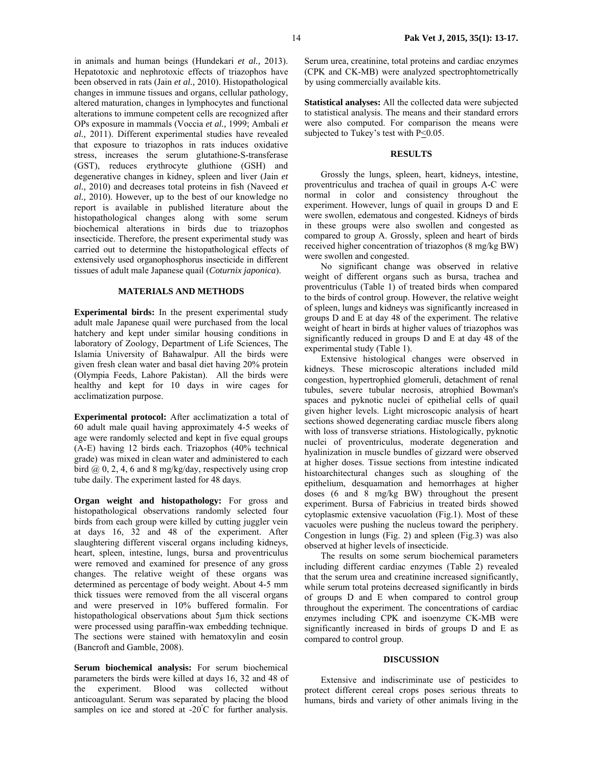in animals and human beings (Hundekari *et al.,* 2013). Hepatotoxic and nephrotoxic effects of triazophos have been observed in rats (Jain *et al.,* 2010). Histopathological changes in immune tissues and organs, cellular pathology, altered maturation, changes in lymphocytes and functional alterations to immune competent cells are recognized after OPs exposure in mammals (Voccia *et al.,* 1999; Ambali *et al.,* 2011). Different experimental studies have revealed that exposure to triazophos in rats induces oxidative stress, increases the serum glutathione-S-transferase (GST), reduces erythrocyte gluthione (GSH) and degenerative changes in kidney, spleen and liver (Jain *et al.,* 2010) and decreases total proteins in fish (Naveed *et al.,* 2010). However, up to the best of our knowledge no report is available in published literature about the histopathological changes along with some serum biochemical alterations in birds due to triazophos insecticide. Therefore, the present experimental study was carried out to determine the histopathological effects of extensively used organophosphorus insecticide in different tissues of adult male Japanese quail (*Coturnix japonica*).

## MATERIALS AND METHODS

**Experimental birds:** In the present experimental study adult male Japanese quail were purchased from the local hatchery and kept under similar housing conditions in laboratory of Zoology, Department of Life Sciences, The Islamia University of Bahawalpur. All the birds were given fresh clean water and basal diet having 20% protein (Olympia Feeds, Lahore Pakistan). All the birds were healthy and kept for 10 days in wire cages for acclimatization purpose.

**Experimental protocol:** After acclimatization a total of 60 adult male quail having approximately 4-5 weeks of age were randomly selected and kept in five equal groups (A-E) having 12 birds each. Triazophos (40% technical grade) was mixed in clean water and administered to each bird @ 0, 2, 4, 6 and 8 mg/kg/day, respectively using crop tube daily. The experiment lasted for 48 days.

**Organ weight and histopathology:** For gross and histopathological observations randomly selected four birds from each group were killed by cutting juggler vein at days 16, 32 and 48 of the experiment. After slaughtering different visceral organs including kidneys, heart, spleen, intestine, lungs, bursa and proventriculus were removed and examined for presence of any gross changes. The relative weight of these organs was determined as percentage of body weight. About 4-5 mm thick tissues were removed from the all visceral organs and were preserved in 10% buffered formalin. For histopathological observations about 5µm thick sections were processed using paraffin-wax embedding technique. The sections were stained with hematoxylin and eosin (Bancroft and Gamble, 2008).

**Serum biochemical analysis:** For serum biochemical parameters the birds were killed at days 16, 32 and 48 of the experiment. Blood was collected without anticoagulant. Serum was separated by placing the blood samples on ice and stored at -20°C for further analysis. Serum urea, creatinine, total proteins and cardiac enzymes (CPK and CK-MB) were analyzed spectrophtometrically by using commercially available kits.

**Statistical analyses:** All the collected data were subjected to statistical analysis. The means and their standard errors were also computed. For comparison the means were subjected to Tukey's test with $P \leq 0.05$.

## RESULTS

Grossly the lungs, spleen, heart, kidneys, intestine, proventriculus and trachea of quail in groups A-C were normal in color and consistency throughout the experiment. However, lungs of quail in groups D and E were swollen, edematous and congested. Kidneys of birds in these groups were also swollen and congested as compared to group A. Grossly, spleen and heart of birds received higher concentration of triazophos (8 mg/kg BW) were swollen and congested.

No significant change was observed in relative weight of different organs such as bursa, trachea and proventriculus (Table 1) of treated birds when compared to the birds of control group. However, the relative weight of spleen, lungs and kidneys was significantly increased in groups D and E at day 48 of the experiment. The relative weight of heart in birds at higher values of triazophos was significantly reduced in groups D and E at day 48 of the experimental study (Table 1).

Extensive histological changes were observed in kidneys. These microscopic alterations included mild congestion, hypertrophied glomeruli, detachment of renal tubules, severe tubular necrosis, atrophied Bowman's spaces and pyknotic nuclei of epithelial cells of quail given higher levels. Light microscopic analysis of heart sections showed degenerating cardiac muscle fibers along with loss of transverse striations. Histologically, pyknotic nuclei of proventriculus, moderate degeneration and hyalinization in muscle bundles of gizzard were observed at higher doses. Tissue sections from intestine indicated histoarchitectural changes such as sloughing of the epithelium, desquamation and hemorrhages at higher doses (6 and 8 mg/kg BW) throughout the present experiment. Bursa of Fabricius in treated birds showed cytoplasmic extensive vacuolation (Fig.1). Most of these vacuoles were pushing the nucleus toward the periphery. Congestion in lungs (Fig. 2) and spleen (Fig.3) was also observed at higher levels of insecticide.

The results on some serum biochemical parameters including different cardiac enzymes (Table 2) revealed that the serum urea and creatinine increased significantly, while serum total proteins decreased significantly in birds of groups D and E when compared to control group throughout the experiment. The concentrations of cardiac enzymes including CPK and isoenzyme CK-MB were significantly increased in birds of groups D and E as compared to control group.

## DISCUSSION

Extensive and indiscriminate use of pesticides to protect different cereal crops poses serious threats to humans, birds and variety of other animals living in the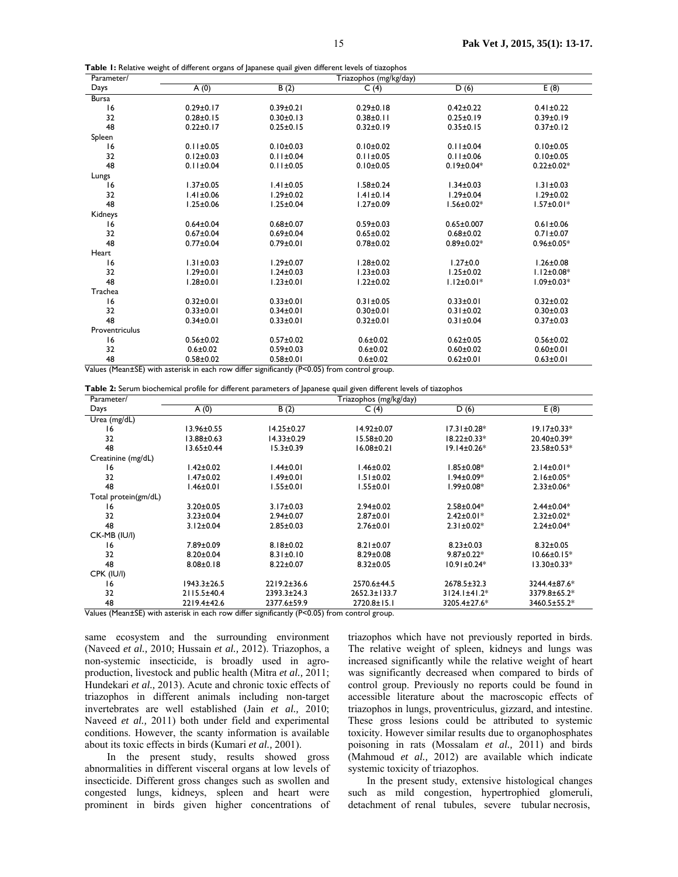**Table 1:** Relative weight of different organs of Japanese quail given different levels of tiazophos

| Parameter/ Days | Triazophos (mg/kg/day) | | | | |
|---|---|---|---|---|---|
| | A (0) | B (2) | C (4) | D (6) | E (8) |
| Bursa | | | | | |
| 16 | 0.29±0.17 | 0.39±0.21 | 0.29±0.18 | 0.42±0.22 | 0.41±0.22 |
| 32 | 0.28±0.15 | 0.30±0.13 | 0.38±0.11 | 0.25±0.19 | 0.39±0.19 |
| 48 | 0.22±0.17 | 0.25±0.15 | 0.32±0.19 | 0.35±0.15 | 0.37±0.12 |
| Spleen | | | | | |
| 16 | 0.11±0.05 | 0.10±0.03 | 0.10±0.02 | 0.11±0.04 | 0.10±0.05 |
| 32 | 0.12±0.03 | 0.11±0.04 | 0.11±0.05 | 0.11±0.06 | 0.10±0.05 |
| 48 | 0.11±0.04 | 0.11±0.05 | 0.10±0.05 | 0.19±0.04* | 0.22±0.02* |
| Lungs | | | | | |
| 16 | 1.37±0.05 | 1.41±0.05 | 1.58±0.24 | 1.34±0.03 | 1.31±0.03 |
| 32 | 1.41±0.06 | 1.29±0.02 | 1.41±0.14 | 1.29±0.04 | 1.29±0.02 |
| 48 | 1.25±0.06 | 1.25±0.04 | 1.27±0.09 | 1.56±0.02* | 1.57±0.01* |
| Kidneys | | | | | |
| 16 | 0.64±0.04 | 0.68±0.07 | 0.59±0.03 | 0.65±0.007 | 0.61±0.06 |
| 32 | 0.67±0.04 | 0.69±0.04 | 0.65±0.02 | 0.68±0.02 | 0.71±0.07 |
| 48 | 0.77±0.04 | 0.79±0.01 | 0.78±0.02 | 0.89±0.02* | 0.96±0.05* |
| Heart | | | | | |
| 16 | 1.31±0.03 | 1.29±0.07 | 1.28±0.02 | 1.27±0.0 | 1.26±0.08 |
| 32 | 1.29±0.01 | 1.24±0.03 | 1.23±0.03 | 1.25±0.02 | 1.12±0.08* |
| 48 | 1.28±0.01 | 1.23±0.01 | 1.22±0.02 | 1.12±0.01* | 1.09±0.03* |
| Trachea | | | | | |
| 16 | 0.32±0.01 | 0.33±0.01 | 0.31±0.05 | 0.33±0.01 | 0.32±0.02 |
| 32 | 0.33±0.01 | 0.34±0.01 | 0.30±0.01 | 0.31±0.02 | 0.30±0.03 |
| 48 | 0.34±0.01 | 0.33±0.01 | 0.32±0.01 | 0.31±0.04 | 0.37±0.03 |
| Proventriculus | | | | | |
| 16 | 0.56±0.02 | 0.57±0.02 | 0.6±0.02 | 0.62±0.05 | 0.56±0.02 |
| 32 | 0.6±0.02 | 0.59±0.03 | 0.6±0.02 | 0.60±0.02 | 0.60±0.01 |
| 48 | 0.58±0.02 | 0.58±0.01 | 0.6±0.02 | 0.62±0.01 | 0.63±0.01 |

Values (Mean±SE) with asterisk in each row differ significantly (P<0.05) from control group.

**Table 2:** Serum biochemical profile for different parameters of Japanese quail given different levels of tiazophos

| Parameter/ Days | Triazophos (mg/kg/day) | | | | |
|---|---|---|---|---|---|
| | A (0) | B (2) | C (4) | D (6) | E (8) |
| Urea (mg/dL) | | | | | |
| 16 | 13.96±0.55 | 14.25±0.27 | 14.92±0.07 | 17.31±0.28* | 19.17±0.33* |
| 32 | 13.88±0.63 | 14.33±0.29 | 15.58±0.20 | 18.22±0.33* | 20.40±0.39* |
| 48 | 13.65±0.44 | 15.3±0.39 | 16.08±0.21 | 19.14±0.26* | 23.58±0.53* |
| Creatinine (mg/dL) | | | | | |
| 16 | 1.42±0.02 | 1.44±0.01 | 1.46±0.02 | 1.85±0.08* | 2.14±0.01* |
| 32 | 1.47±0.02 | 1.49±0.01 | 1.51±0.02 | 1.94±0.09* | 2.16±0.05* |
| 48 | 1.46±0.01 | 1.55±0.01 | 1.55±0.01 | 1.99±0.08* | 2.33±0.06* |
| Total protein(gm/dL) | | | | | |
| 16 | 3.20±0.05 | 3.17±0.03 | 2.94±0.02 | 2.58±0.04* | 2.44±0.04* |
| 32 | 3.23±0.04 | 2.94±0.07 | 2.87±0.01 | 2.42±0.01* | 2.32±0.02* |
| 48 | 3.12±0.04 | 2.85±0.03 | 2.76±0.01 | 2.31±0.02* | 2.24±0.04* |
| CK-MB (IU/l) | | | | | |
| 16 | 7.89±0.09 | 8.18±0.02 | 8.21±0.07 | 8.23±0.03 | 8.32±0.05 |
| 32 | 8.20±0.04 | 8.31±0.10 | 8.29±0.08 | 9.87±0.22* | 10.66±0.15* |
| 48 | 8.08±0.18 | 8.22±0.07 | 8.32±0.05 | 10.91±0.24* | 13.30±0.33* |
| CPK (IU/l) | | | | | |
| 16 | 1943.3±26.5 | 2219.2±36.6 | 2570.6±44.5 | 2678.5±32.3 | 3244.4±87.6* |
| 32 | 2115.5±40.4 | 2393.3±24.3 | 2652.3±133.7 | 3124.1±41.2* | 3379.8±65.2* |
| 48 | 2219.4±42.6 | 2377.6±59.9 | 2720.8±15.1 | 3205.4±27.6* | 3460.5±55.2* |

Values (Mean±SE) with asterisk in each row differ significantly (P<0.05) from control group.

same ecosystem and the surrounding environment (Naveed *et al.,* 2010; Hussain *et al.,* 2012). Triazophos, a non-systemic insecticide, is broadly used in agro-production, livestock and public health (Mitra *et al.,* 2011; Hundekari *et al.,* 2013). Acute and chronic toxic effects of triazophos in different animals including non-target invertebrates are well established (Jain *et al.,* 2010; Naveed *et al.,* 2011) both under field and experimental conditions. However, the scanty information is available about its toxic effects in birds (Kumari *et al.,* 2001).

In the present study, results showed gross abnormalities in different visceral organs at low levels of insecticide. Different gross changes such as swollen and congested lungs, kidneys, spleen and heart were prominent in birds given higher concentrations of triazophos which have not previously reported in birds. The relative weight of spleen, kidneys and lungs was increased significantly while the relative weight of heart was significantly decreased when compared to birds of control group. Previously no reports could be found in accessible literature about the macroscopic effects of triazophos in lungs, proventriculus, gizzard, and intestine. These gross lesions could be attributed to systemic toxicity. However similar results due to organophosphates poisoning in rats (Mossalam *et al.,* 2011) and birds (Mahmoud *et al.,* 2012) are available which indicate systemic toxicity of triazophos.

In the present study, extensive histological changes such as mild congestion, hypertrophied glomeruli, detachment of renal tubules, severe tubular necrosis,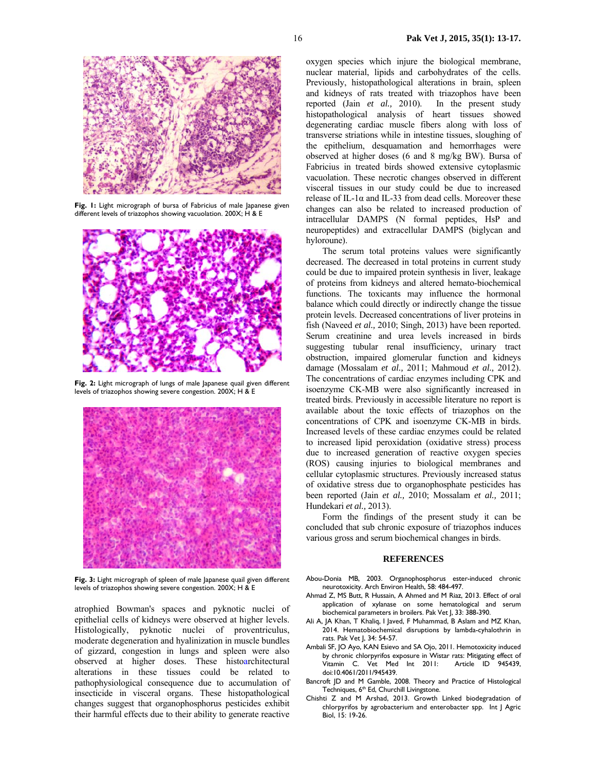Fig. 1: Light micrograph of bursa of Fabricius of male Japanese given different levels of triazophos showing vacuolation. 200X; H & E

Fig. 2: Light micrograph of lungs of male Japanese quail given different levels of triazophos showing severe congestion. 200X; H & E

Fig. 3: Light micrograph of spleen of male Japanese quail given different levels of triazophos showing severe congestion. 200X; H & E

atrophied Bowman's spaces and pyknotic nuclei of epithelial cells of kidneys were observed at higher levels. Histologically, pyknotic nuclei of proventriculus, moderate degeneration and hyalinization in muscle bundles of gizzard, congestion in lungs and spleen were also observed at higher doses. These histoarchitectural alterations in these tissues could be related to pathophysiological consequence due to accumulation of insecticide in visceral organs. These histopathological changes suggest that organophosphorus pesticides exhibit their harmful effects due to their ability to generate reactive oxygen species which injure the biological membrane, nuclear material, lipids and carbohydrates of the cells. Previously, histopathological alterations in brain, spleen and kidneys of rats treated with triazophos have been reported (Jain *et al.,* 2010). In the present study histopathological analysis of heart tissues showed degenerating cardiac muscle fibers along with loss of transverse striations while in intestine tissues, sloughing of the epithelium, desquamation and hemorrhages were observed at higher doses (6 and 8 mg/kg BW). Bursa of Fabricius in treated birds showed extensive cytoplasmic vacuolation. These necrotic changes observed in different visceral tissues in our study could be due to increased release of IL-1α and IL-33 from dead cells. Moreover these changes can also be related to increased production of intracellular DAMPS (N formal peptides, HsP and neuropeptides) and extracellular DAMPS (biglycan and hyloroune).

The serum total proteins values were significantly decreased. The decreased in total proteins in current study could be due to impaired protein synthesis in liver, leakage of proteins from kidneys and altered hemato-biochemical functions. The toxicants may influence the hormonal balance which could directly or indirectly change the tissue protein levels. Decreased concentrations of liver proteins in fish (Naveed *et al.,* 2010; Singh, 2013) have been reported. Serum creatinine and urea levels increased in birds suggesting tubular renal insufficiency, urinary tract obstruction, impaired glomerular function and kidneys damage (Mossalam *et al.,* 2011; Mahmoud *et al.,* 2012). The concentrations of cardiac enzymes including CPK and isoenzyme CK-MB were also significantly increased in treated birds. Previously in accessible literature no report is available about the toxic effects of triazophos on the concentrations of CPK and isoenzyme CK-MB in birds. Increased levels of these cardiac enzymes could be related to increased lipid peroxidation (oxidative stress) process due to increased generation of reactive oxygen species (ROS) causing injuries to biological membranes and cellular cytoplasmic structures. Previously increased status of oxidative stress due to organophosphate pesticides has been reported (Jain *et al.,* 2010; Mossalam *et al.,* 2011; Hundekari *et al.,* 2013).

Form the findings of the present study it can be concluded that sub chronic exposure of triazophos induces various gross and serum biochemical changes in birds.

## REFERENCES

Abou-Donia MB, 2003. Organophosphorus ester-induced chronic neurotoxicity. Arch Environ Health, 58: 484-497.

Ahmad Z, MS Butt, R Hussain, A Ahmed and M Riaz, 2013. Effect of oral application of xylanase on some hematological and serum biochemical parameters in broilers. Pak Vet J, 33: 388-390.

Ali A, JA Khan, T Khaliq, I Javed, F Muhammad, B Aslam and MZ Khan, 2014. Hematobiochemical disruptions by lambda-cyhalothrin in rats. Pak Vet J, 34: 54-57.

Ambali SF, JO Ayo, KAN Esievo and SA Ojo, 2011. Hemotoxicity induced by chronic chlorpyrifos exposure in Wistar rats: Mitigating effect of Vitamin C. Vet Med Int 2011: Article ID 945439, doi:10.4061/2011/945439.

Bancroft JD and M Gamble, 2008. Theory and Practice of Histological Techniques, 6th Ed, Churchill Livingstone.

Chishti Z and M Arshad, 2013. Growth Linked biodegradation of chlorpyrifos by agrobacterium and enterobacter spp. Int J Agric Biol, 15: 19-26.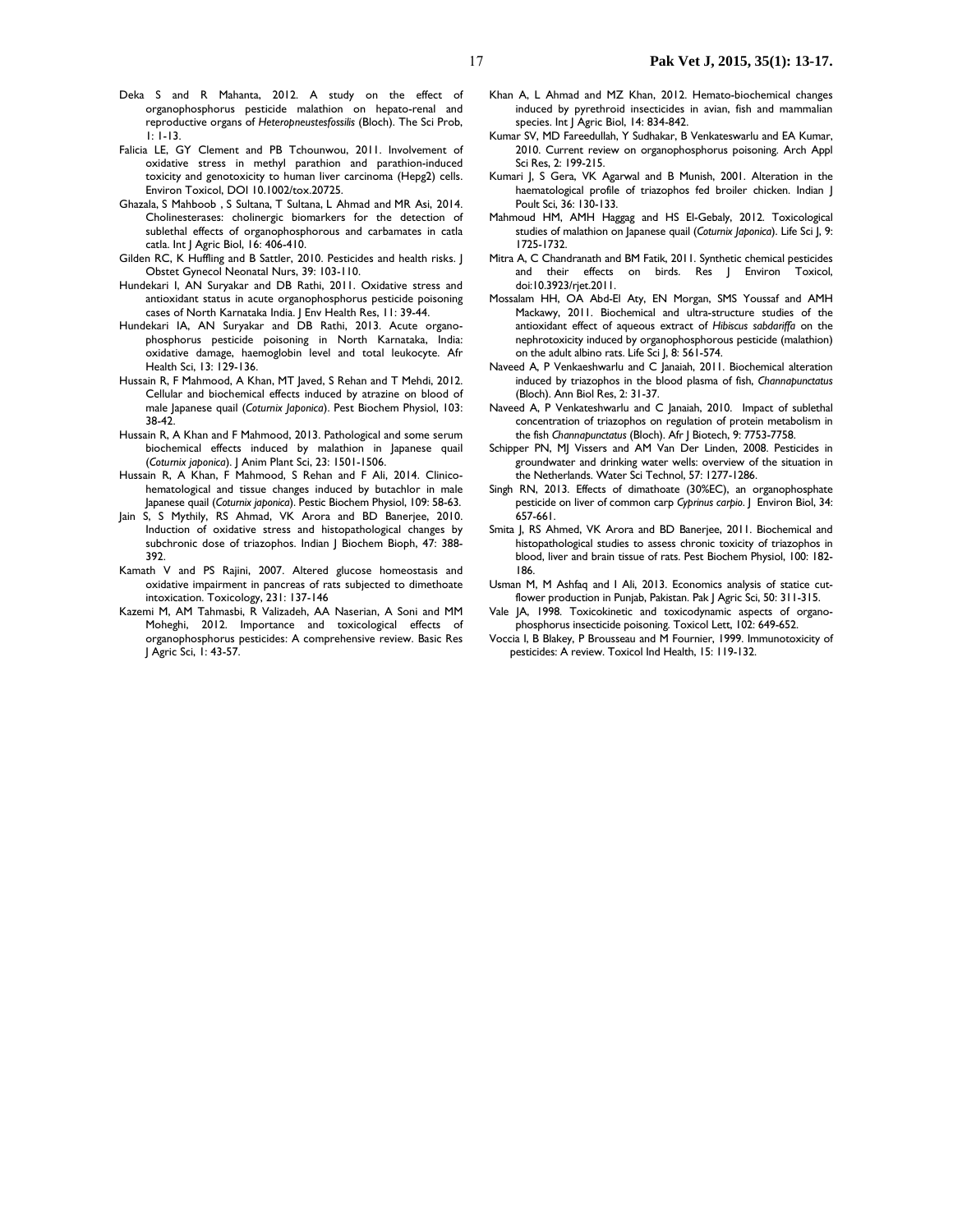Deka S and R Mahanta, 2012. A study on the effect of organophosphorus pesticide malathion on hepato-renal and reproductive organs of *Heteropneustesfossilis* (Bloch). The Sci Prob, 1: 1-13.

Falicia LE, GY Clement and PB Tchounwou, 2011. Involvement of oxidative stress in methyl parathion and parathion-induced toxicity and genotoxicity to human liver carcinoma (Hepg2) cells. Environ Toxicol, DOI 10.1002/tox.20725.

Ghazala, S Mahboob , S Sultana, T Sultana, L Ahmad and MR Asi, 2014. Cholinesterases: cholinergic biomarkers for the detection of sublethal effects of organophosphorous and carbamates in catla catla. Int J Agric Biol, 16: 406-410.

Gilden RC, K Huffling and B Sattler, 2010. Pesticides and health risks. J Obstet Gynecol Neonatal Nurs, 39: 103-110.

Hundekari I, AN Suryakar and DB Rathi, 2011. Oxidative stress and antioxidant status in acute organophosphorus pesticide poisoning cases of North Karnataka India. J Env Health Res, 11: 39-44.

Hundekari IA, AN Suryakar and DB Rathi, 2013. Acute organophosphorus pesticide poisoning in North Karnataka, India: oxidative damage, haemoglobin level and total leukocyte. Afr Health Sci, 13: 129-136.

Hussain R, F Mahmood, A Khan, MT Javed, S Rehan and T Mehdi, 2012. Cellular and biochemical effects induced by atrazine on blood of male Japanese quail (*Coturnix Japonica*). Pest Biochem Physiol, 103: 38-42.

Hussain R, A Khan and F Mahmood, 2013. Pathological and some serum biochemical effects induced by malathion in Japanese quail (*Coturnix japonica*). J Anim Plant Sci, 23: 1501-1506.

Hussain R, A Khan, F Mahmood, S Rehan and F Ali, 2014. Clinico-hematological and tissue changes induced by butachlor in male Japanese quail (*Coturnix japonica*). Pestic Biochem Physiol, 109: 58-63.

Jain S, S Mythily, RS Ahmad, VK Arora and BD Banerjee, 2010. Induction of oxidative stress and histopathological changes by subchronic dose of triazophos. Indian J Biochem Bioph, 47: 388-392.

Kamath V and PS Rajini, 2007. Altered glucose homeostasis and oxidative impairment in pancreas of rats subjected to dimethoate intoxication. Toxicology, 231: 137-146

Kazemi M, AM Tahmasbi, R Valizadeh, AA Naserian, A Soni and MM Moheghi, 2012. Importance and toxicological effects of organophosphorus pesticides: A comprehensive review. Basic Res J Agric Sci, 1: 43-57.

Khan A, L Ahmad and MZ Khan, 2012. Hemato-biochemical changes induced by pyrethroid insecticides in avian, fish and mammalian species. Int J Agric Biol, 14: 834-842.

Kumar SV, MD Fareedullah, Y Sudhakar, B Venkateswarlu and EA Kumar, 2010. Current review on organophosphorus poisoning. Arch Appl Sci Res, 2: 199-215.

Kumari J, S Gera, VK Agarwal and B Munish, 2001. Alteration in the haematological profile of triazophos fed broiler chicken. Indian J Poult Sci, 36: 130-133.

Mahmoud HM, AMH Haggag and HS El-Gebaly, 2012. Toxicological studies of malathion on Japanese quail (*Coturnix Japonica*). Life Sci J, 9: 1725-1732.

Mitra A, C Chandranath and BM Fatik, 2011. Synthetic chemical pesticides and their effects on birds. Res J Environ Toxicol, doi:10.3923/rjet.2011.

Mossalam HH, OA Abd-El Aty, EN Morgan, SMS Youssaf and AMH Mackawy, 2011. Biochemical and ultra-structure studies of the antioxidant effect of aqueous extract of *Hibiscus sabdariffa* on the nephrotoxicity induced by organophosphorous pesticide (malathion) on the adult albino rats. Life Sci J, 8: 561-574.

Naveed A, P Venkaeshwarlu and C Janaiah, 2011. Biochemical alteration induced by triazophos in the blood plasma of fish, *Channapunctatus* (Bloch). Ann Biol Res, 2: 31-37.

Naveed A, P Venkateshwarlu and C Janaiah, 2010. Impact of sublethal concentration of triazophos on regulation of protein metabolism in the fish *Channapunctatus* (Bloch). Afr J Biotech, 9: 7753-7758.

Schipper PN, MJ Vissers and AM Van Der Linden, 2008. Pesticides in groundwater and drinking water wells: overview of the situation in the Netherlands. Water Sci Technol, 57: 1277-1286.

Singh RN, 2013. Effects of dimathoate (30%EC), an organophosphate pesticide on liver of common carp *Cyprinus carpio*. J Environ Biol, 34: 657-661.

Smita J, RS Ahmed, VK Arora and BD Banerjee, 2011. Biochemical and histopathological studies to assess chronic toxicity of triazophos in blood, liver and brain tissue of rats. Pest Biochem Physiol, 100: 182-186.

Usman M, M Ashfaq and I Ali, 2013. Economics analysis of statice cut-flower production in Punjab, Pakistan. Pak J Agric Sci, 50: 311-315.

Vale JA, 1998. Toxicokinetic and toxicodynamic aspects of organophosphorus insecticide poisoning. Toxicol Lett, 102: 649-652.

Voccia I, B Blakey, P Brousseau and M Fournier, 1999. Immunotoxicity of pesticides: A review. Toxicol Ind Health, 15: 119-132.